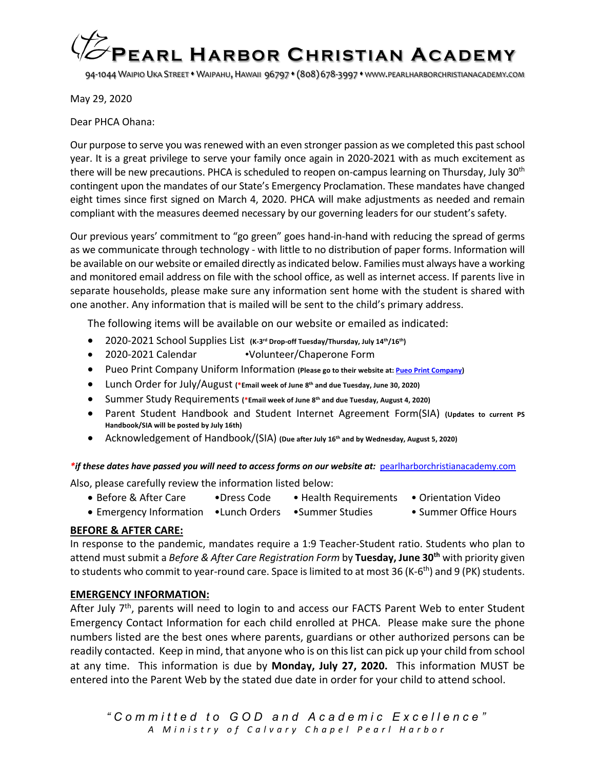# PEARL HARBOR CHRISTIAN ACADEMY

94-1044 Waipio Uka Street • Waipahu, Hawaii 96797 • (808) 678-3997 • www.pearlharborchristianacademy.com

May 29, 2020

Dear PHCA Ohana:

Our purpose to serve you was renewed with an even stronger passion as we completed this past school year. It is a great privilege to serve your family once again in 2020-2021 with as much excitement as there will be new precautions. PHCA is scheduled to reopen on-campus learning on Thursday, July 30th contingent upon the mandates of our State's Emergency Proclamation. These mandates have changed eight times since first signed on March 4, 2020. PHCA will make adjustments as needed and remain compliant with the measures deemed necessary by our governing leaders for our student's safety.

Our previous years' commitment to "go green" goes hand-in-hand with reducing the spread of germs as we communicate through technology - with little to no distribution of paper forms. Information will be available on our website or emailed directly as indicated below. Families must always have a working and monitored email address on file with the school office, as well as internet access. If parents live in separate households, please make sure any information sent home with the student is shared with one another. Any information that is mailed will be sent to the child's primary address.

The following items will be available on our website or emailed as indicated:

- 2020-2021 School Supplies List **(K-3rd Drop-off Tuesday/Thursday, July 14th/16th)**
- 2020-2021 Calendar •Volunteer/Chaperone Form
- Pueo Print Company Uniform Information **(Please go to their website at: Pueo Print Company)**
- Lunch Order for July/August **(*Email week of June 8th and due Tuesday, June 30, 2020)**
- Summer Study Requirements **(*Email week of June 8th and due Tuesday, August 4, 2020)**
- Parent Student Handbook and Student Internet Agreement Form(SIA) **(Updates to current PS Handbook/SIA will be posted by July 16th)**
- Acknowledgement of Handbook/(SIA) **(Due after July 16th and by Wednesday, August 5, 2020)**

***if these dates have passed you will need to access forms on our website at:** pearlharborchristianacademy.com

Also, please carefully review the information listed below:

- Before & After Care
- Dress Code
- Health Requirements
- Orientation Video
- Emergency Information
- Lunch Orders
- Summer Studies
- Summer Office Hours

**BEFORE & AFTER CARE:**

In response to the pandemic, mandates require a 1:9 Teacher-Student ratio. Students who plan to attend must submit a *Before & After Care Registration Form* by **Tuesday, June 30th** with priority given to students who commit to year-round care. Space is limited to at most 36 (K-6th) and 9 (PK) students.

**EMERGENCY INFORMATION:**

After July 7th, parents will need to login to and access our FACTS Parent Web to enter Student Emergency Contact Information for each child enrolled at PHCA. Please make sure the phone numbers listed are the best ones where parents, guardians or other authorized persons can be readily contacted. Keep in mind, that anyone who is on this list can pick up your child from school at any time. This information is due by **Monday, July 27, 2020.** This information MUST be entered into the Parent Web by the stated due date in order for your child to attend school.

*"Committed to GOD and Academic Excellence"*
*A Ministry of Calvary Chapel Pearl Harbor*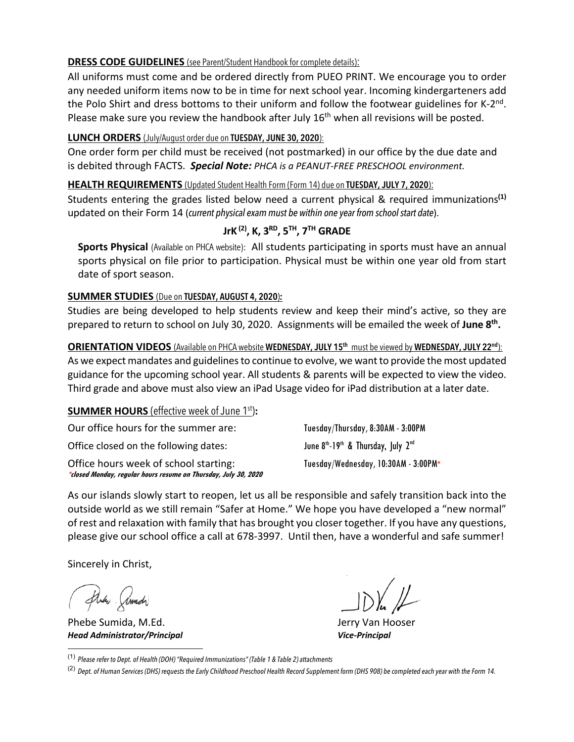**DRESS CODE GUIDELINES** (see Parent/Student Handbook for complete details):

All uniforms must come and be ordered directly from PUEO PRINT. We encourage you to order any needed uniform items now to be in time for next school year. Incoming kindergarteners add the Polo Shirt and dress bottoms to their uniform and follow the footwear guidelines for K-2nd. Please make sure you review the handbook after July 16th when all revisions will be posted.

**LUNCH ORDERS** (July/August order due on **TUESDAY, JUNE 30, 2020**):

One order form per child must be received (not postmarked) in our office by the due date and is debited through FACTS. ***Special Note:*** *PHCA is a PEANUT-FREE PRESCHOOL environment.*

**HEALTH REQUIREMENTS** (Updated Student Health Form (Form 14) due on **TUESDAY, JULY 7, 2020**):

Students entering the grades listed below need a current physical & required immunizations[(1)] updated on their Form 14 (*current physical exam must be within one year from school start date*).

**JrK [(2)], K, 3RD, 5TH, 7TH GRADE**

**Sports Physical** (Available on PHCA website): All students participating in sports must have an annual sports physical on file prior to participation. Physical must be within one year old from start date of sport season.

**SUMMER STUDIES** (Due on **TUESDAY, AUGUST 4, 2020**)**:**

Studies are being developed to help students review and keep their mind's active, so they are prepared to return to school on July 30, 2020. Assignments will be emailed the week of **June 8th.**

**ORIENTATION VIDEOS** (Available on PHCA website **WEDNESDAY, JULY 15th** must be viewed by **WEDNESDAY, JULY 22nd**):

As we expect mandates and guidelines to continue to evolve, we want to provide the most updated guidance for the upcoming school year. All students & parents will be expected to view the video. Third grade and above must also view an iPad Usage video for iPad distribution at a later date.

**SUMMER HOURS** (effective week of June 1st)**:**

| | |
|---|---|
| Our office hours for the summer are: | Tuesday/Thursday, 8:30AM - 3:00PM |
| Office closed on the following dates: | June 8th-19th & Thursday, July 2nd |
| Office hours week of school starting: | Tuesday/Wednesday, 10:30AM - 3:00PM* |

***closed Monday, regular hours resume on Thursday, July 30, 2020***

As our islands slowly start to reopen, let us all be responsible and safely transition back into the outside world as we still remain "Safer at Home." We hope you have developed a "new normal" of rest and relaxation with family that has brought you closer together. If you have any questions, please give our school office a call at 678-3997. Until then, have a wonderful and safe summer!

Sincerely in Christ,

Phebe Sumida, M.Ed.
***Head Administrator/Principal***

Jerry Van Hooser
***Vice-Principal***

(1) *Please refer to Dept. of Health (DOH) "Required Immunizations" (Table 1 & Table 2) attachments*

(2) *Dept. of Human Services (DHS) requests the Early Childhood Preschool Health Record Supplement form (DHS 908) be completed each year with the Form 14.*